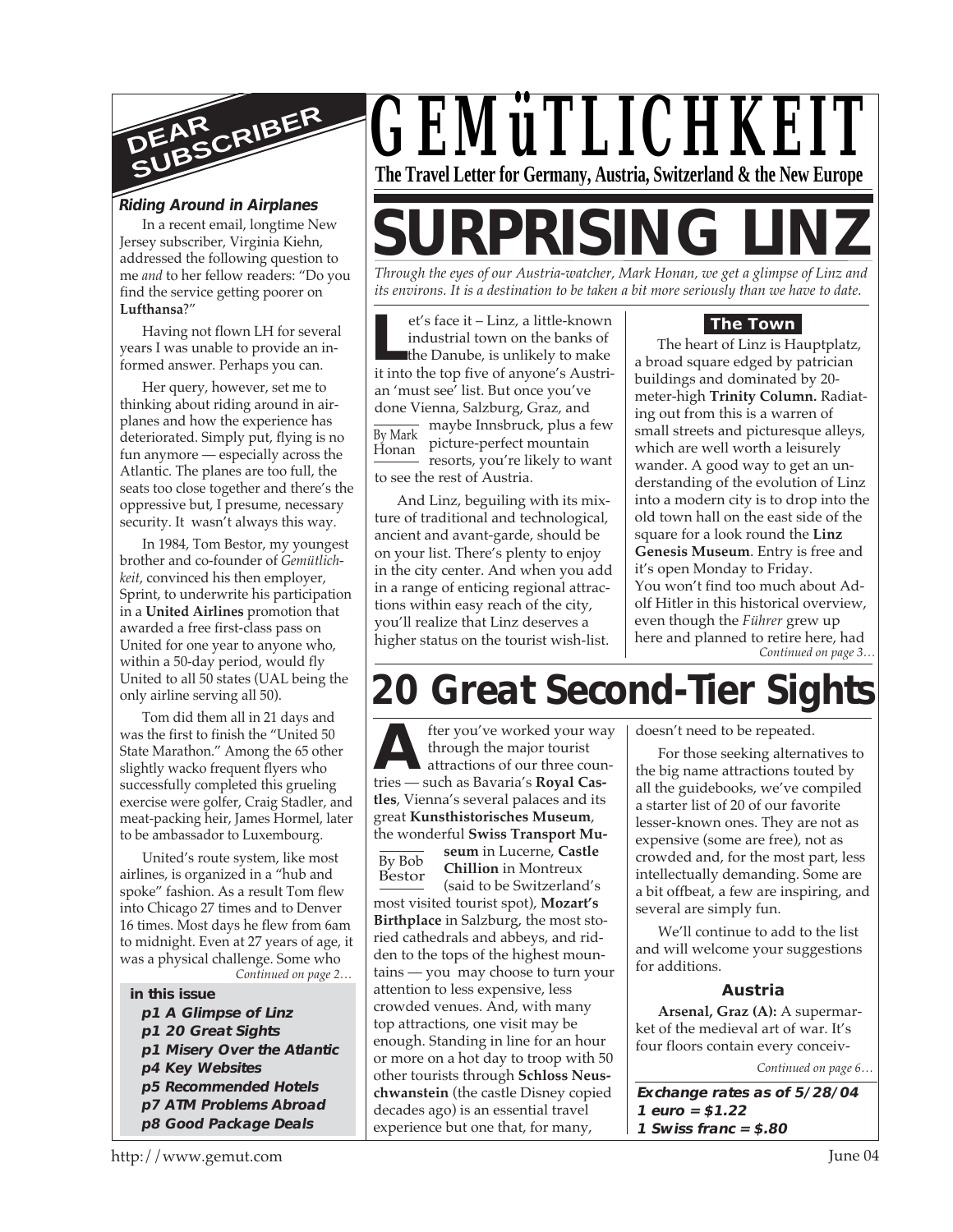# GEMüTLICHKEIT

**The Travel Letter for Germany, Austria, Switzerland & the New Europe**

## DEAR SUBSCRIBER

***Riding Around in Airplanes***

In a recent email, longtime New Jersey subscriber, Virginia Kiehn, addressed the following question to me *and* to her fellow readers: "Do you find the service getting poorer on **Lufthansa**?"

Having not flown LH for several years I was unable to provide an informed answer. Perhaps you can.

Her query, however, set me to thinking about riding around in airplanes and how the experience has deteriorated. Simply put, flying is no fun anymore — especially across the Atlantic. The planes are too full, the seats too close together and there's the oppressive but, I presume, necessary security. It wasn't always this way.

In 1984, Tom Bestor, my youngest brother and co-founder of *Gemütlichkeit*, convinced his then employer, Sprint, to underwrite his participation in a **United Airlines** promotion that awarded a free first-class pass on United for one year to anyone who, within a 50-day period, would fly United to all 50 states (UAL being the only airline serving all 50).

Tom did them all in 21 days and was the first to finish the "United 50 State Marathon." Among the 65 other slightly wacko frequent flyers who successfully completed this grueling exercise were golfer, Craig Stadler, and meat-packing heir, James Hormel, later to be ambassador to Luxembourg.

United's route system, like most airlines, is organized in a "hub and spoke" fashion. As a result Tom flew into Chicago 27 times and to Denver 16 times. Most days he flew from 6am to midnight. Even at 27 years of age, it was a physical challenge. Some who

*Continued on page 2…*

**in this issue**

- ***p1 A Glimpse of Linz***
- ***p1 20 Great Sights***
- ***p1 Misery Over the Atlantic***
- ***p4 Key Websites***
- ***p5 Recommended Hotels***
- ***p7 ATM Problems Abroad***
- ***p8 Good Package Deals***

# SURPRISING LINZ

*Through the eyes of our Austria-watcher, Mark Honan, we get a glimpse of Linz and its environs. It is a destination to be taken a bit more seriously than we have to date.*

By Mark Honan

Let's face it – Linz, a little-known industrial town on the banks of the Danube, is unlikely to make it into the top five of anyone's Austrian 'must see' list. But once you've done Vienna, Salzburg, Graz, and maybe Innsbruck, plus a few picture-perfect mountain resorts, you're likely to want to see the rest of Austria.

And Linz, beguiling with its mixture of traditional and technological, ancient and avant-garde, should be on your list. There's plenty to enjoy in the city center. And when you add in a range of enticing regional attractions within easy reach of the city, you'll realize that Linz deserves a higher status on the tourist wish-list.

### The Town

The heart of Linz is Hauptplatz, a broad square edged by patrician buildings and dominated by 20-meter-high **Trinity Column.** Radiating out from this is a warren of small streets and picturesque alleys, which are well worth a leisurely wander. A good way to get an understanding of the evolution of Linz into a modern city is to drop into the old town hall on the east side of the square for a look round the **Linz Genesis Museum**. Entry is free and it's open Monday to Friday.
You won't find too much about Adolf Hitler in this historical overview, even though the *Führer* grew up here and planned to retire here, had

*Continued on page 3…*

# 20 Great Second-Tier Sights

By Bob Bestor

After you've worked your way through the major tourist attractions of our three countries — such as Bavaria's **Royal Castles**, Vienna's several palaces and its great **Kunsthistorisches Museum**, the wonderful **Swiss Transport Museum** in Lucerne, **Castle Chillion** in Montreux (said to be Switzerland's most visited tourist spot), **Mozart's Birthplace** in Salzburg, the most storied cathedrals and abbeys, and ridden to the tops of the highest mountains — you may choose to turn your attention to less expensive, less crowded venues. And, with many top attractions, one visit may be enough. Standing in line for an hour or more on a hot day to troop with 50 other tourists through **Schloss Neuschwanstein** (the castle Disney copied decades ago) is an essential travel experience but one that, for many, doesn't need to be repeated.

For those seeking alternatives to the big name attractions touted by all the guidebooks, we've compiled a starter list of 20 of our favorite lesser-known ones. They are not as expensive (some are free), not as crowded and, for the most part, less intellectually demanding. Some are a bit offbeat, a few are inspiring, and several are simply fun.

We'll continue to add to the list and will welcome your suggestions for additions.

### Austria

**Arsenal, Graz (A):** A supermarket of the medieval art of war. It's four floors contain every conceiv-

*Continued on page 6…*

***Exchange rates as of 5/28/04***
***1 euro = $1.22***
***1 Swiss franc = $.80***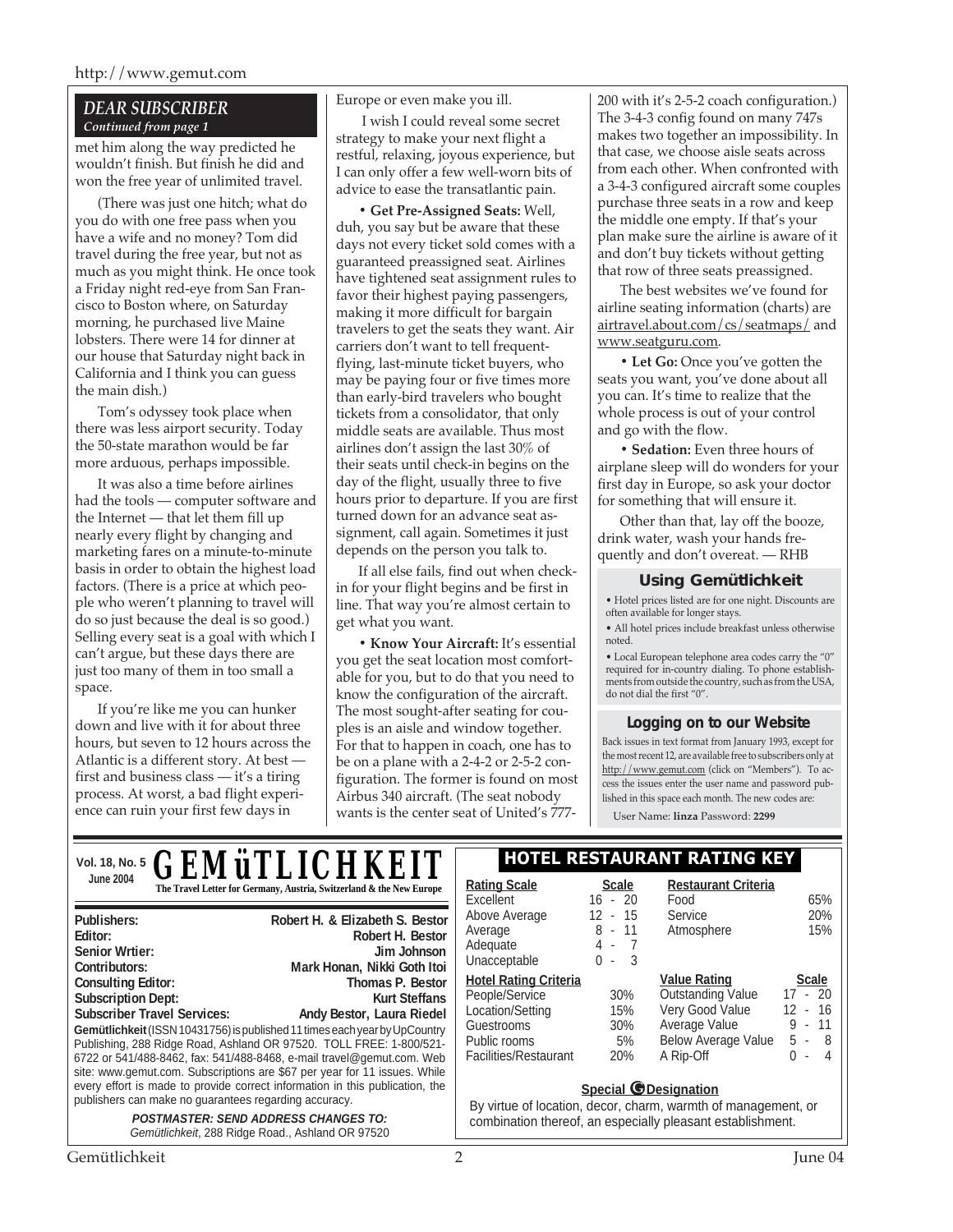## DEAR SUBSCRIBER

*Continued from page 1*

met him along the way predicted he wouldn't finish. But finish he did and won the free year of unlimited travel.

(There was just one hitch; what do you do with one free pass when you have a wife and no money? Tom did travel during the free year, but not as much as you might think. He once took a Friday night red-eye from San Francisco to Boston where, on Saturday morning, he purchased live Maine lobsters. There were 14 for dinner at our house that Saturday night back in California and I think you can guess the main dish.)

Tom's odyssey took place when there was less airport security. Today the 50-state marathon would be far more arduous, perhaps impossible.

It was also a time before airlines had the tools — computer software and the Internet — that let them fill up nearly every flight by changing and marketing fares on a minute-to-minute basis in order to obtain the highest load factors. (There is a price at which people who weren't planning to travel will do so just because the deal is so good.) Selling every seat is a goal with which I can't argue, but these days there are just too many of them in too small a space.

If you're like me you can hunker down and live with it for about three hours, but seven to 12 hours across the Atlantic is a different story. At best — first and business class — it's a tiring process. At worst, a bad flight experience can ruin your first few days in Europe or even make you ill.

I wish I could reveal some secret strategy to make your next flight a restful, relaxing, joyous experience, but I can only offer a few well-worn bits of advice to ease the transatlantic pain.

• **Get Pre-Assigned Seats:** Well, duh, you say but be aware that these days not every ticket sold comes with a guaranteed preassigned seat. Airlines have tightened seat assignment rules to favor their highest paying passengers, making it more difficult for bargain travelers to get the seats they want. Air carriers don't want to tell frequent-flying, last-minute ticket buyers, who may be paying four or five times more than early-bird travelers who bought tickets from a consolidator, that only middle seats are available. Thus most airlines don't assign the last 30% of their seats until check-in begins on the day of the flight, usually three to five hours prior to departure. If you are first turned down for an advance seat assignment, call again. Sometimes it just depends on the person you talk to.

If all else fails, find out when check-in for your flight begins and be first in line. That way you're almost certain to get what you want.

• **Know Your Aircraft:** It's essential you get the seat location most comfortable for you, but to do that you need to know the configuration of the aircraft. The most sought-after seating for couples is an aisle and window together. For that to happen in coach, one has to be on a plane with a 2-4-2 or 2-5-2 configuration. The former is found on most Airbus 340 aircraft. (The seat nobody wants is the center seat of United's 777-200 with it's 2-5-2 coach configuration.) The 3-4-3 config found on many 747s makes two together an impossibility. In that case, we choose aisle seats across from each other. When confronted with a 3-4-3 configured aircraft some couples purchase three seats in a row and keep the middle one empty. If that's your plan make sure the airline is aware of it and don't buy tickets without getting that row of three seats preassigned.

The best websites we've found for airline seating information (charts) are airtravel.about.com/cs/seatmaps/ and www.seatguru.com.

• **Let Go:** Once you've gotten the seats you want, you've done about all you can. It's time to realize that the whole process is out of your control and go with the flow.

• **Sedation:** Even three hours of airplane sleep will do wonders for your first day in Europe, so ask your doctor for something that will ensure it.

Other than that, lay off the booze, drink water, wash your hands frequently and don't overeat. — RHB

### Using Gemütlichkeit

• Hotel prices listed are for one night. Discounts are often available for longer stays.

• All hotel prices include breakfast unless otherwise noted.

• Local European telephone area codes carry the "0" required for in-country dialing. To phone establishments from outside the country, such as from the USA, do not dial the first "0".

### Logging on to our Website

Back issues in text format from January 1993, except for the most recent 12, are available free to subscribers only at http://www.gemut.com (click on "Members"). To access the issues enter the user name and password published in this space each month. The new codes are:

User Name: **linza** Password: **2299**

---

**Vol. 18, No. 5**
**June 2004**

# GEMüTLICHKEIT

**The Travel Letter for Germany, Austria, Switzerland & the New Europe**

| | |
|---|---|
| **Publishers:** | **Robert H. & Elizabeth S. Bestor** |
| **Editor:** | **Robert H. Bestor** |
| **Senior Wrtier:** | **Jim Johnson** |
| **Contributors:** | **Mark Honan, Nikki Goth Itoi** |
| **Consulting Editor:** | **Thomas P. Bestor** |
| **Subscription Dept:** | **Kurt Steffans** |
| **Subscriber Travel Services:** | **Andy Bestor, Laura Riedel** |

**Gemütlichkeit** (ISSN 10431756) is published 11 times each year by UpCountry Publishing, 288 Ridge Road, Ashland OR 97520. TOLL FREE: 1-800/521-6722 or 541/488-8462, fax: 541/488-8468, e-mail travel@gemut.com. Web site: www.gemut.com. Subscriptions are $67 per year for 11 issues. While every effort is made to provide correct information in this publication, the publishers can make no guarantees regarding accuracy.

***POSTMASTER: SEND ADDRESS CHANGES TO:***
*Gemütlichkeit*, 288 Ridge Road., Ashland OR 97520

## HOTEL RESTAURANT RATING KEY

| **Rating Scale** | **Scale** |
|---|---|
| Excellent | 16 - 20 |
| Above Average | 12 - 15 |
| Average | 8 - 11 |
| Adequate | 4 - 7 |
| Unacceptable | 0 - 3 |

| **Restaurant Criteria** | |
|---|---|
| Food | 65% |
| Service | 20% |
| Atmosphere | 15% |

| **Hotel Rating Criteria** | |
|---|---|
| People/Service | 30% |
| Location/Setting | 15% |
| Guestrooms | 30% |
| Public rooms | 5% |
| Facilities/Restaurant | 20% |

| **Value Rating** | **Scale** |
|---|---|
| Outstanding Value | 17 - 20 |
| Very Good Value | 12 - 16 |
| Average Value | 9 - 11 |
| Below Average Value | 5 - 8 |
| A Rip-Off | 0 - 4 |

**Special G Designation**

By virtue of location, decor, charm, warmth of management, or combination thereof, an especially pleasant establishment.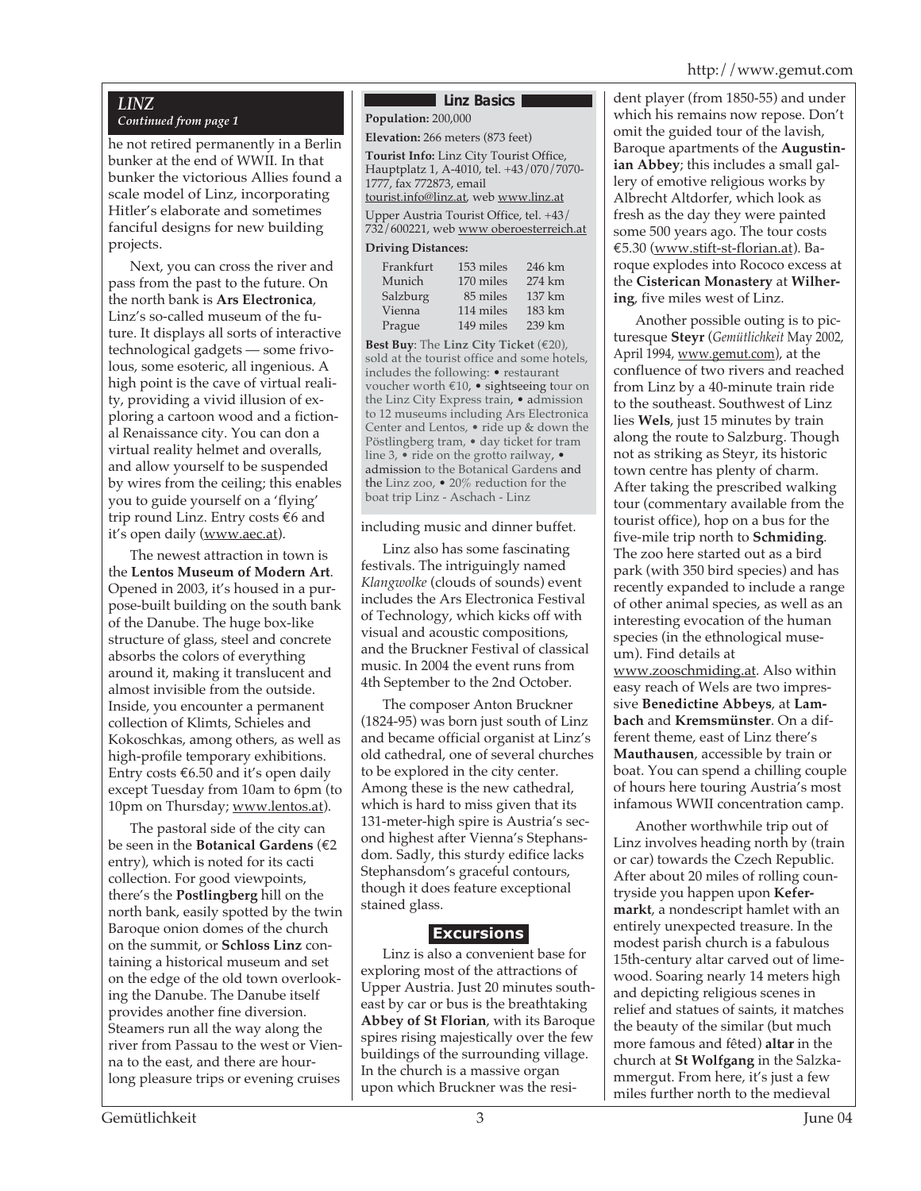## LINZ

*Continued from page 1*

he not retired permanently in a Berlin bunker at the end of WWII. In that bunker the victorious Allies found a scale model of Linz, incorporating Hitler's elaborate and sometimes fanciful designs for new building projects.

Next, you can cross the river and pass from the past to the future. On the north bank is **Ars Electronica**, Linz's so-called museum of the future. It displays all sorts of interactive technological gadgets — some frivolous, some esoteric, all ingenious. A high point is the cave of virtual reality, providing a vivid illusion of exploring a cartoon wood and a fictional Renaissance city. You can don a virtual reality helmet and overalls, and allow yourself to be suspended by wires from the ceiling; this enables you to guide yourself on a 'flying' trip round Linz. Entry costs €6 and it's open daily (www.aec.at).

The newest attraction in town is the **Lentos Museum of Modern Art**. Opened in 2003, it's housed in a purpose-built building on the south bank of the Danube. The huge box-like structure of glass, steel and concrete absorbs the colors of everything around it, making it translucent and almost invisible from the outside. Inside, you encounter a permanent collection of Klimts, Schieles and Kokoschkas, among others, as well as high-profile temporary exhibitions. Entry costs €6.50 and it's open daily except Tuesday from 10am to 6pm (to 10pm on Thursday; www.lentos.at).

The pastoral side of the city can be seen in the **Botanical Gardens** (€2 entry), which is noted for its cacti collection. For good viewpoints, there's the **Postlingberg** hill on the north bank, easily spotted by the twin Baroque onion domes of the church on the summit, or **Schloss Linz** containing a historical museum and set on the edge of the old town overlooking the Danube. The Danube itself provides another fine diversion. Steamers run all the way along the river from Passau to the west or Vienna to the east, and there are hour-long pleasure trips or evening cruises including music and dinner buffet.

### Linz Basics

**Population:** 200,000

**Elevation:** 266 meters (873 feet)

**Tourist Info:** Linz City Tourist Office, Hauptplatz 1, A-4010, tel. +43/070/7070-1777, fax 772873, email tourist.info@linz.at, web www.linz.at

Upper Austria Tourist Office, tel. +43/732/600221, web www oberoesterreich.at

**Driving Distances:**

| | | |
|---|---|---|
| Frankfurt | 153 miles | 246 km |
| Munich | 170 miles | 274 km |
| Salzburg | 85 miles | 137 km |
| Vienna | 114 miles | 183 km |
| Prague | 149 miles | 239 km |

**Best Buy**: The **Linz City Ticket** (€20), sold at the tourist office and some hotels, includes the following: • restaurant voucher worth €10, • sightseeing tour on the Linz City Express train, • admission to 12 museums including Ars Electronica Center and Lentos, • ride up & down the Pöstlingberg tram, • day ticket for tram line 3, • ride on the grotto railway, • admission to the Botanical Gardens and the Linz zoo, • 20% reduction for the boat trip Linz - Aschach - Linz

Linz also has some fascinating festivals. The intriguingly named *Klangwolke* (clouds of sounds) event includes the Ars Electronica Festival of Technology, which kicks off with visual and acoustic compositions, and the Bruckner Festival of classical music. In 2004 the event runs from 4th September to the 2nd October.

The composer Anton Bruckner (1824-95) was born just south of Linz and became official organist at Linz's old cathedral, one of several churches to be explored in the city center. Among these is the new cathedral, which is hard to miss given that its 131-meter-high spire is Austria's second highest after Vienna's Stephansdom. Sadly, this sturdy edifice lacks Stephansdom's graceful contours, though it does feature exceptional stained glass.

### Excursions

Linz is also a convenient base for exploring most of the attractions of Upper Austria. Just 20 minutes southeast by car or bus is the breathtaking **Abbey of St Florian**, with its Baroque spires rising majestically over the few buildings of the surrounding village. In the church is a massive organ upon which Bruckner was the resident player (from 1850-55) and under which his remains now repose. Don't omit the guided tour of the lavish, Baroque apartments of the **Augustinian Abbey**; this includes a small gallery of emotive religious works by Albrecht Altdorfer, which look as fresh as the day they were painted some 500 years ago. The tour costs €5.30 (www.stift-st-florian.at). Baroque explodes into Rococo excess at the **Cisterican Monastery** at **Wilhering**, five miles west of Linz.

Another possible outing is to picturesque **Steyr** (*Gemütlichkeit* May 2002, April 1994, www.gemut.com), at the confluence of two rivers and reached from Linz by a 40-minute train ride to the southeast. Southwest of Linz lies **Wels**, just 15 minutes by train along the route to Salzburg. Though not as striking as Steyr, its historic town centre has plenty of charm. After taking the prescribed walking tour (commentary available from the tourist office), hop on a bus for the five-mile trip north to **Schmiding**. The zoo here started out as a bird park (with 350 bird species) and has recently expanded to include a range of other animal species, as well as an interesting evocation of the human species (in the ethnological museum). Find details at www.zooschmiding.at. Also within easy reach of Wels are two impressive **Benedictine Abbeys**, at **Lambach** and **Kremsmünster**. On a different theme, east of Linz there's **Mauthausen**, accessible by train or boat. You can spend a chilling couple of hours here touring Austria's most infamous WWII concentration camp.

Another worthwhile trip out of Linz involves heading north by (train or car) towards the Czech Republic. After about 20 miles of rolling countryside you happen upon **Kefermarkt**, a nondescript hamlet with an entirely unexpected treasure. In the modest parish church is a fabulous 15th-century altar carved out of limewood. Soaring nearly 14 meters high and depicting religious scenes in relief and statues of saints, it matches the beauty of the similar (but much more famous and fêted) **altar** in the church at **St Wolfgang** in the Salzkammergut. From here, it's just a few miles further north to the medieval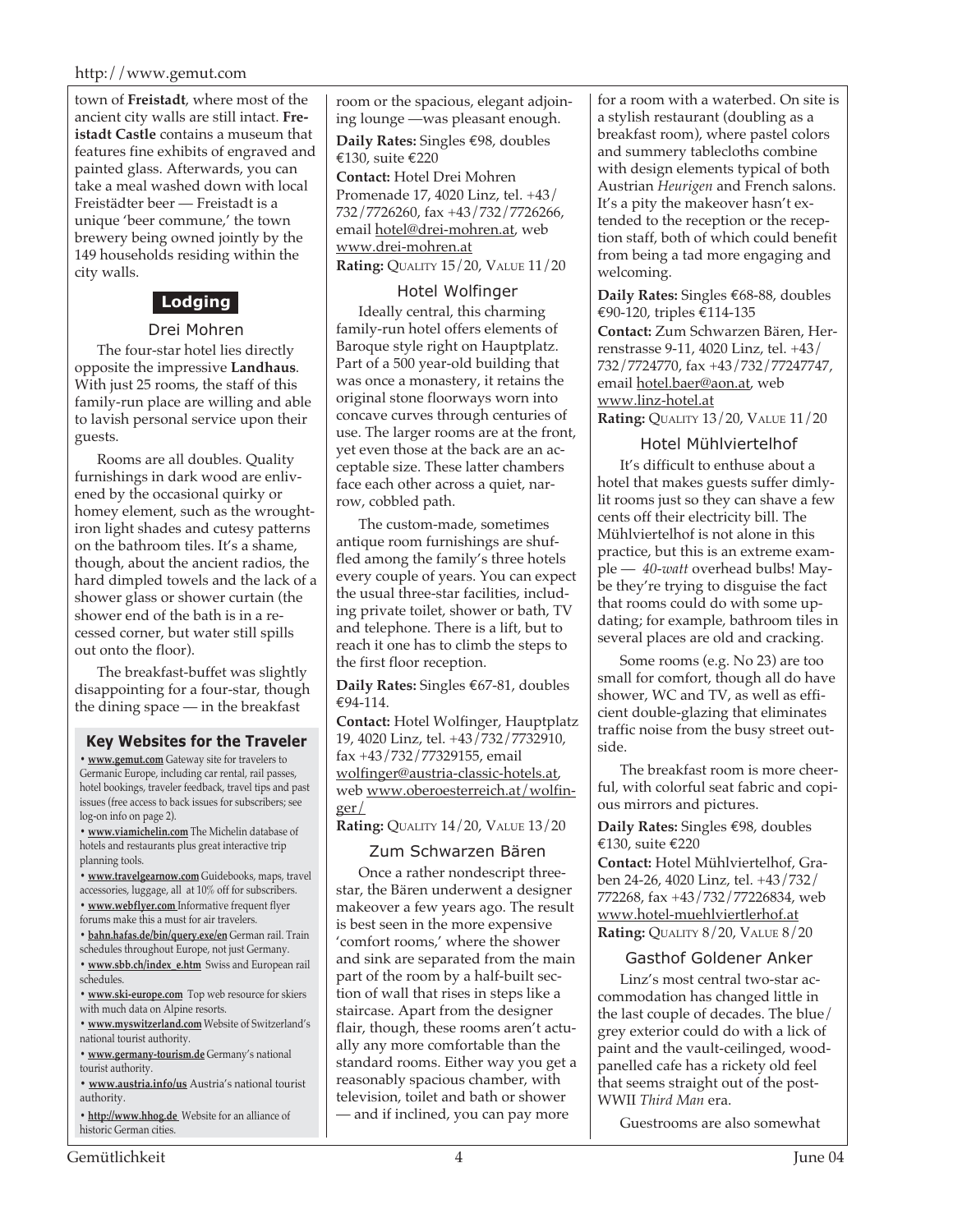town of **Freistadt**, where most of the ancient city walls are still intact. **Freistadt Castle** contains a museum that features fine exhibits of engraved and painted glass. Afterwards, you can take a meal washed down with local Freistädter beer — Freistadt is a unique 'beer commune,' the town brewery being owned jointly by the 149 households residing within the city walls.

## Lodging

### Drei Mohren

The four-star hotel lies directly opposite the impressive **Landhaus**. With just 25 rooms, the staff of this family-run place are willing and able to lavish personal service upon their guests.

Rooms are all doubles. Quality furnishings in dark wood are enlivened by the occasional quirky or homey element, such as the wrought-iron light shades and cutesy patterns on the bathroom tiles. It's a shame, though, about the ancient radios, the hard dimpled towels and the lack of a shower glass or shower curtain (the shower end of the bath is in a recessed corner, but water still spills out onto the floor).

The breakfast-buffet was slightly disappointing for a four-star, though the dining space — in the breakfast room or the spacious, elegant adjoining lounge —was pleasant enough.

**Daily Rates:** Singles €98, doubles €130, suite €220

**Contact:** Hotel Drei Mohren Promenade 17, 4020 Linz, tel. +43/732/7726260, fax +43/732/7726266, email hotel@drei-mohren.at, web www.drei-mohren.at

**Rating:** QUALITY 15/20, VALUE 11/20

### Hotel Wolfinger

Ideally central, this charming family-run hotel offers elements of Baroque style right on Hauptplatz. Part of a 500 year-old building that was once a monastery, it retains the original stone floorways worn into concave curves through centuries of use. The larger rooms are at the front, yet even those at the back are an acceptable size. These latter chambers face each other across a quiet, narrow, cobbled path.

The custom-made, sometimes antique room furnishings are shuffled among the family's three hotels every couple of years. You can expect the usual three-star facilities, including private toilet, shower or bath, TV and telephone. There is a lift, but to reach it one has to climb the steps to the first floor reception.

**Daily Rates:** Singles €67-81, doubles €94-114.

**Contact:** Hotel Wolfinger, Hauptplatz 19, 4020 Linz, tel. +43/732/7732910, fax +43/732/77329155, email wolfinger@austria-classic-hotels.at, web www.oberoesterreich.at/wolfinger/

**Rating:** QUALITY 14/20, VALUE 13/20

### Zum Schwarzen Bären

Once a rather nondescript three-star, the Bären underwent a designer makeover a few years ago. The result is best seen in the more expensive 'comfort rooms,' where the shower and sink are separated from the main part of the room by a half-built section of wall that rises in steps like a staircase. Apart from the designer flair, though, these rooms aren't actually any more comfortable than the standard rooms. Either way you get a reasonably spacious chamber, with television, toilet and bath or shower — and if inclined, you can pay more for a room with a waterbed. On site is a stylish restaurant (doubling as a breakfast room), where pastel colors and summery tablecloths combine with design elements typical of both Austrian *Heurigen* and French salons. It's a pity the makeover hasn't extended to the reception or the reception staff, both of which could benefit from being a tad more engaging and welcoming.

**Daily Rates:** Singles €68-88, doubles €90-120, triples €114-135

**Contact:** Zum Schwarzen Bären, Herrenstrasse 9-11, 4020 Linz, tel. +43/732/7724770, fax +43/732/77247747, email hotel.baer@aon.at, web www.linz-hotel.at

**Rating:** QUALITY 13/20, VALUE 11/20

### Hotel Mühlviertelhof

It's difficult to enthuse about a hotel that makes guests suffer dimly-lit rooms just so they can shave a few cents off their electricity bill. The Mühlviertelhof is not alone in this practice, but this is an extreme example — *40-watt* overhead bulbs! Maybe they're trying to disguise the fact that rooms could do with some updating; for example, bathroom tiles in several places are old and cracking.

Some rooms (e.g. No 23) are too small for comfort, though all do have shower, WC and TV, as well as efficient double-glazing that eliminates traffic noise from the busy street outside.

The breakfast room is more cheerful, with colorful seat fabric and copious mirrors and pictures.

**Daily Rates:** Singles €98, doubles €130, suite €220

**Contact:** Hotel Mühlviertelhof, Graben 24-26, 4020 Linz, tel. +43/732/772268, fax +43/732/77226834, web www.hotel-muehlviertlerhof.at

**Rating:** QUALITY 8/20, VALUE 8/20

### Gasthof Goldener Anker

Linz's most central two-star accommodation has changed little in the last couple of decades. The blue/grey exterior could do with a lick of paint and the vault-ceilinged, wood-panelled cafe has a rickety old feel that seems straight out of the post-WWII *Third Man* era.

Guestrooms are also somewhat

---

### Key Websites for the Traveler

- **www.gemut.com** Gateway site for travelers to Germanic Europe, including car rental, rail passes, hotel bookings, traveler feedback, travel tips and past issues (free access to back issues for subscribers; see log-on info on page 2).
- **www.viamichelin.com** The Michelin database of hotels and restaurants plus great interactive trip planning tools.
- **www.travelgearnow.com** Guidebooks, maps, travel accessories, luggage, all at 10% off for subscribers.
- **www.webflyer.com** Informative frequent flyer forums make this a must for air travelers.
- **bahn.hafas.de/bin/query.exe/en** German rail. Train schedules throughout Europe, not just Germany.
- **www.sbb.ch/index_e.htm** Swiss and European rail schedules.
- **www.ski-europe.com** Top web resource for skiers with much data on Alpine resorts.
- **www.myswitzerland.com** Website of Switzerland's national tourist authority.
- **www.germany-tourism.de** Germany's national tourist authority.
- **www.austria.info/us** Austria's national tourist authority.
- **http://www.hhog.de** Website for an alliance of historic German cities.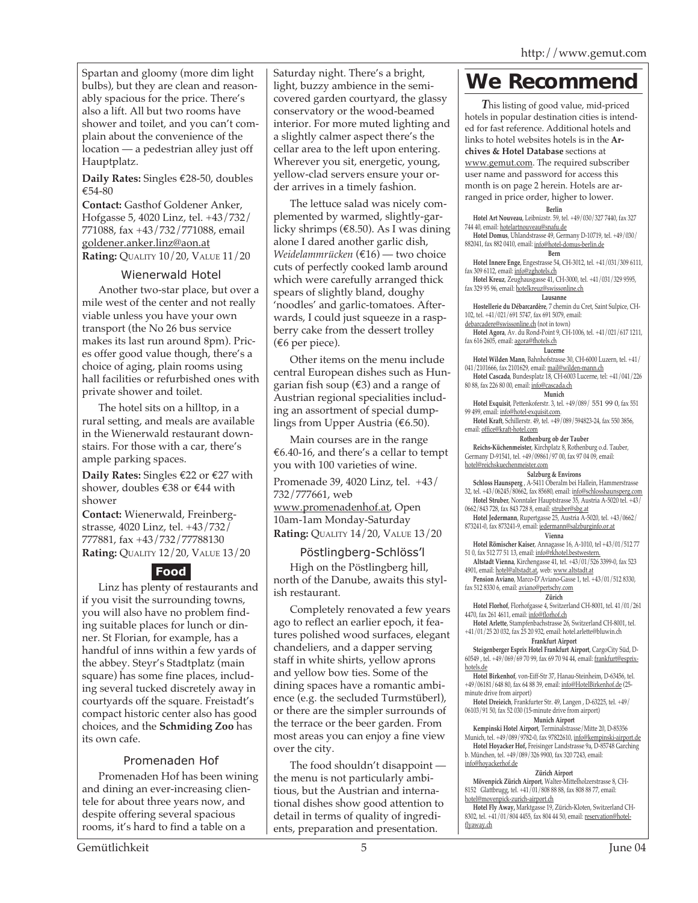Spartan and gloomy (more dim light bulbs), but they are clean and reasonably spacious for the price. There's also a lift. All but two rooms have shower and toilet, and you can't complain about the convenience of the location — a pedestrian alley just off Hauptplatz.

**Daily Rates:** Singles €28-50, doubles €54-80

**Contact:** Gasthof Goldener Anker, Hofgasse 5, 4020 Linz, tel. +43/732/771088, fax +43/732/771088, email goldener.anker.linz@aon.at

**Rating:** QUALITY 10/20, VALUE 11/20

### Wienerwald Hotel

Another two-star place, but over a mile west of the center and not really viable unless you have your own transport (the No 26 bus service makes its last run around 8pm). Prices offer good value though, there's a choice of aging, plain rooms using hall facilities or refurbished ones with private shower and toilet.

The hotel sits on a hilltop, in a rural setting, and meals are available in the Wienerwald restaurant downstairs. For those with a car, there's ample parking spaces.

**Daily Rates:** Singles €22 or €27 with shower, doubles €38 or €44 with shower

**Contact:** Wienerwald, Freinbergstrasse, 4020 Linz, tel. +43/732/777881, fax +43/732/77788130

**Rating:** QUALITY 12/20, VALUE 13/20

## Food

Linz has plenty of restaurants and if you visit the surrounding towns, you will also have no problem finding suitable places for lunch or dinner. St Florian, for example, has a handful of inns within a few yards of the abbey. Steyr's Stadtplatz (main square) has some fine places, including several tucked discretely away in courtyards off the square. Freistadt's compact historic center also has good choices, and the **Schmiding Zoo** has its own cafe.

### Promenaden Hof

Promenaden Hof has been wining and dining an ever-increasing clientele for about three years now, and despite offering several spacious rooms, it's hard to find a table on a Saturday night. There's a bright, light, buzzy ambience in the semi-covered garden courtyard, the glassy conservatory or the wood-beamed interior. For more muted lighting and a slightly calmer aspect there's the cellar area to the left upon entering. Wherever you sit, energetic, young, yellow-clad servers ensure your order arrives in a timely fashion.

The lettuce salad was nicely complemented by warmed, slightly-garlicky shrimps (€8.50). As I was dining alone I dared another garlic dish, *Weidelammrücken* (€16) — two choice cuts of perfectly cooked lamb around which were carefully arranged thick spears of slightly bland, doughy 'noodles' and garlic-tomatoes. Afterwards, I could just squeeze in a raspberry cake from the dessert trolley (€6 per piece).

Other items on the menu include central European dishes such as Hungarian fish soup (€3) and a range of Austrian regional specialities including an assortment of special dumplings from Upper Austria (€6.50).

Main courses are in the range €6.40-16, and there's a cellar to tempt you with 100 varieties of wine.

Promenade 39, 4020 Linz, tel. +43/732/777661, web www.promenadenhof.at, Open 10am-1am Monday-Saturday

**Rating:** QUALITY 14/20, VALUE 13/20

### Pöstlingberg-Schlöss'l

High on the Pöstlingberg hill, north of the Danube, awaits this stylish restaurant.

Completely renovated a few years ago to reflect an earlier epoch, it features polished wood surfaces, elegant chandeliers, and a dapper serving staff in white shirts, yellow aprons and yellow bow ties. Some of the dining spaces have a romantic ambience (e.g. the secluded Turmstüberl), or there are the simpler surrounds of the terrace or the beer garden. From most areas you can enjoy a fine view over the city.

The food shouldn't disappoint — the menu is not particularly ambitious, but the Austrian and international dishes show good attention to detail in terms of quality of ingredients, preparation and presentation.

# We Recommend

*This listing of good value, mid-priced hotels in popular destination cities is intended for fast reference. Additional hotels and links to hotel websites hotels is in the* **Archives & Hotel Database** *sections at* www.gemut.com. *The required subscriber user name and password for access this month is on page 2 herein. Hotels are arranged in price order, higher to lower.*

**Berlin**

**Hotel Art Nouveau**, Leibnizstr. 59, tel. +49/030/327 7440, fax 327 744 40, email: hotelartnouveau@snafu.de

**Hotel Domus**, Uhlandstrasse 49, Germany D-10719, tel. +49/030/882041, fax 882 0410, email: info@hotel-domus-berlin.de

**Bern**

**Hotel Innere Enge**, Engestrasse 54, CH-3012, tel. +41/031/309 6111, fax 309 6112, email: info@zghotels.ch

**Hotel Kreuz**, Zeughausgasse 41, CH-3000, tel. +41/031/329 9595, fax 329 95 96, email: hotelkreuz@swissonline.ch

**Lausanne**

**Hostellerie du Débarcardère**, 7 chemin du Cret, Saint Sulpice, CH-102, tel. +41/021/691 5747, fax 691 5079, email: debarcadere@swissonline.ch (not in town)

**Hotel Agora**, Av. du Rond-Point 9, CH-1006, tel. +41/021/617 1211, fax 616 2605, email: agora@fhotels.ch

**Lucerne**

**Hotel Wilden Mann**, Bahnhofstrasse 30, CH-6000 Luzern, tel. +41/041/2101666, fax 2101629, email: mail@wilden-mann.ch

**Hotel Cascada**, Bundesplatz 18, CH-6003 Lucerne, tel: +41/041/226 80 88, fax 226 80 00, email: info@cascada.ch

**Munich**

**Hotel Exquisit**, Pettenkoferstr. 3, tel. +49/089/ 551 99 0, fax 551 99 499, email: info@hotel-exquisit.com.

**Hotel Kraft**, Schillerstr. 49, tel. +49/089/594823-24, fax 550 3856, email: office@kraft-hotel.com

**Rothenburg ob der Tauber**

**Reichs-Küchenmeister**, Kirchplatz 8, Rothenburg o.d. Tauber, Germany D-91541, tel. +49/09861/97 00, fax 97 04 09, email: hotel@reichskuechenmeister.com

**Salzburg & Environs**

**Schloss Haunsperg** , A-5411 Oberalm bei Hallein, Hammerstrasse 32, tel. +43/06245/80662, fax 85680, email: info@schlosshaunsperg.com

**Hotel Struber**, Nonntaler Hauptstrasse 35, Austria A-5020 tel. +43/0662/843 728, fax 843 728 8, email: struber@sbg.at

**Hotel Jedermann**, Rupertgasse 25, Austria A-5020, tel. +43/0662/873241-0, fax 873241-9, email: jedermann@salzburginfo.or.at

**Vienna**

**Hotel Römischer Kaiser**, Annagasse 16, A-1010, tel +43/01/512 77 51 0, fax 512 77 51 13, email: info@rkhotel.bestwestern.

**Altstadt Vienna**, Kirchengasse 41, tel. +43/01/526 3399-0, fax 523 4901, email: hotel@altstadt.at, web: www.altstadt.at

**Pension Aviano**, Marco-D'Aviano-Gasse 1, tel. +43/01/512 8330, fax 512 8330 6, email: aviano@pertschy.com

**Zürich**

**Hotel Florhof**, Florhofgasse 4, Switzerland CH-8001, tel. 41/01/261 4470, fax 261 4611, email: info@florhof.ch

**Hotel Arlette**, Stampfenbachstrasse 26, Switzerland CH-8001, tel. +41/01/25 20 032, fax 25 20 932, email: hotel.arlette@bluwin.ch

**Frankfurt Airport**

**Steigenberger Esprix Hotel Frankfurt Airport**, CargoCity Süd, D-60549 , tel. +49/069/69 70 99, fax 69 70 94 44, email: frankfurt@esprix-hotels.de

**Hotel Birkenhof**, von-Eiff-Str 37, Hanau-Steinheim, D-63456, tel. +49/06181/648 80, fax 64 88 39, email: info@HotelBirkenhof.de (25-minute drive from airport)

**Hotel Dreieich**, Frankfurter Str. 49, Langen , D-63225, tel. +49/06103/91 50, fax 52 030 (15-minute drive from airport)

**Munich Airport**

**Kempinski Hotel Airport**, Terminalstrasse/Mitte 20, D-85356 Munich, tel. +49/089/9782-0, fax 97822610, info@kempinski-airport.de

**Hotel Hoyacker Hof,** Freisinger Landstrasse 9a, D-85748 Garching b. München, tel. +49/089/326 9900, fax 320 7243, email: info@hoyackerhof.de

**Zürich Airport**

**Mövenpick Zürich Airport**, Walter-Mittelholzerstrasse 8, CH-8152 Glattbrugg, tel. +41/01/808 88 88, fax 808 88 77, email: hotel@movenpick-zurich-airport.ch

**Hotel Fly Away,** Marktgasse 19, Zürich-Kloten, Switzerland CH-8302, tel. +41/01/804 4455, fax 804 44 50, email: reservation@hotel-flyaway.ch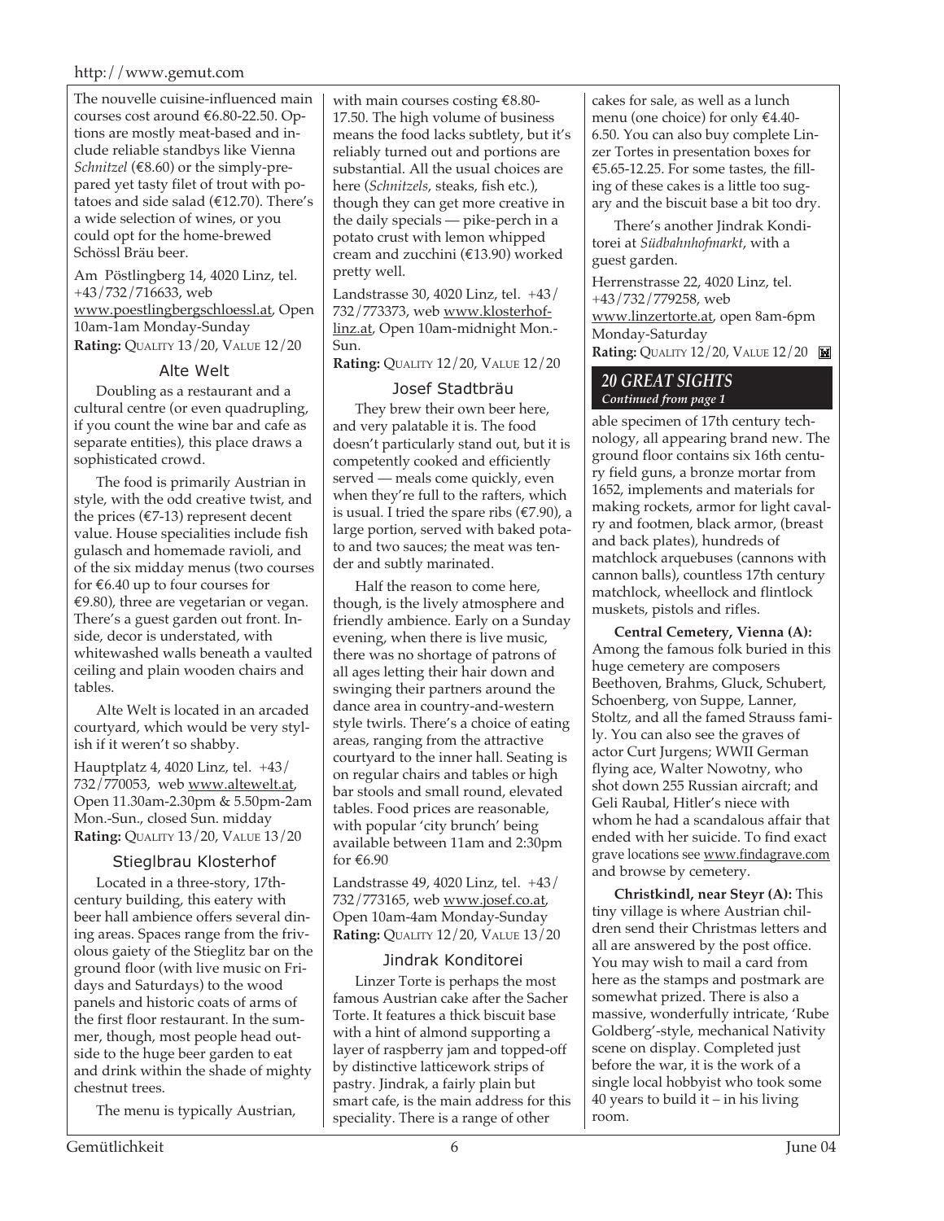The nouvelle cuisine-influenced main courses cost around €6.80-22.50. Options are mostly meat-based and include reliable standbys like Vienna *Schnitzel* (€8.60) or the simply-prepared yet tasty filet of trout with potatoes and side salad (€12.70). There's a wide selection of wines, or you could opt for the home-brewed Schössl Bräu beer.

Am Pöstlingberg 14, 4020 Linz, tel. +43/732/716633, web www.poestlingbergschloessl.at, Open 10am-1am Monday-Sunday
**Rating:** Quality 13/20, Value 12/20

### Alte Welt

Doubling as a restaurant and a cultural centre (or even quadrupling, if you count the wine bar and cafe as separate entities), this place draws a sophisticated crowd.

The food is primarily Austrian in style, with the odd creative twist, and the prices (€7-13) represent decent value. House specialities include fish gulasch and homemade ravioli, and of the six midday menus (two courses for €6.40 up to four courses for €9.80), three are vegetarian or vegan. There's a guest garden out front. Inside, decor is understated, with whitewashed walls beneath a vaulted ceiling and plain wooden chairs and tables.

Alte Welt is located in an arcaded courtyard, which would be very stylish if it weren't so shabby.

Hauptplatz 4, 4020 Linz, tel. +43/732/770053, web www.altewelt.at, Open 11.30am-2.30pm & 5.50pm-2am Mon.-Sun., closed Sun. midday
**Rating:** Quality 13/20, Value 13/20

### Stieglbrau Klosterhof

Located in a three-story, 17th-century building, this eatery with beer hall ambience offers several dining areas. Spaces range from the frivolous gaiety of the Stieglitz bar on the ground floor (with live music on Fridays and Saturdays) to the wood panels and historic coats of arms of the first floor restaurant. In the summer, though, most people head outside to the huge beer garden to eat and drink within the shade of mighty chestnut trees.

The menu is typically Austrian, with main courses costing €8.80-17.50. The high volume of business means the food lacks subtlety, but it's reliably turned out and portions are substantial. All the usual choices are here (*Schnitzels*, steaks, fish etc.), though they can get more creative in the daily specials — pike-perch in a potato crust with lemon whipped cream and zucchini (€13.90) worked pretty well.

Landstrasse 30, 4020 Linz, tel. +43/732/773373, web www.klosterhof-linz.at, Open 10am-midnight Mon.-Sun.
**Rating:** Quality 12/20, Value 12/20

### Josef Stadtbräu

They brew their own beer here, and very palatable it is. The food doesn't particularly stand out, but it is competently cooked and efficiently served — meals come quickly, even when they're full to the rafters, which is usual. I tried the spare ribs (€7.90), a large portion, served with baked potato and two sauces; the meat was tender and subtly marinated.

Half the reason to come here, though, is the lively atmosphere and friendly ambience. Early on a Sunday evening, when there is live music, there was no shortage of patrons of all ages letting their hair down and swinging their partners around the dance area in country-and-western style twirls. There's a choice of eating areas, ranging from the attractive courtyard to the inner hall. Seating is on regular chairs and tables or high bar stools and small round, elevated tables. Food prices are reasonable, with popular 'city brunch' being available between 11am and 2:30pm for €6.90

Landstrasse 49, 4020 Linz, tel. +43/732/773165, web www.josef.co.at, Open 10am-4am Monday-Sunday
**Rating:** Quality 12/20, Value 13/20

### Jindrak Konditorei

Linzer Torte is perhaps the most famous Austrian cake after the Sacher Torte. It features a thick biscuit base with a hint of almond supporting a layer of raspberry jam and topped-off by distinctive latticework strips of pastry. Jindrak, a fairly plain but smart cafe, is the main address for this speciality. There is a range of other cakes for sale, as well as a lunch menu (one choice) for only €4.40-6.50. You can also buy complete Linzer Tortes in presentation boxes for €5.65-12.25. For some tastes, the filling of these cakes is a little too sugary and the biscuit base a bit too dry.

There's another Jindrak Konditorei at *Südbahnhofmarkt*, with a guest garden.

Herrenstrasse 22, 4020 Linz, tel. +43/732/779258, web www.linzertorte.at, open 8am-6pm Monday-Saturday
**Rating:** Quality 12/20, Value 12/20

## 20 GREAT SIGHTS
*Continued from page 1*

able specimen of 17th century technology, all appearing brand new. The ground floor contains six 16th century field guns, a bronze mortar from 1652, implements and materials for making rockets, armor for light cavalry and footmen, black armor, (breast and back plates), hundreds of matchlock arquebuses (cannons with cannon balls), countless 17th century matchlock, wheellock and flintlock muskets, pistols and rifles.

**Central Cemetery, Vienna (A):** Among the famous folk buried in this huge cemetery are composers Beethoven, Brahms, Gluck, Schubert, Schoenberg, von Suppe, Lanner, Stoltz, and all the famed Strauss family. You can also see the graves of actor Curt Jurgens; WWII German flying ace, Walter Nowotny, who shot down 255 Russian aircraft; and Geli Raubal, Hitler's niece with whom he had a scandalous affair that ended with her suicide. To find exact grave locations see www.findagrave.com and browse by cemetery.

**Christkindl, near Steyr (A):** This tiny village is where Austrian children send their Christmas letters and all are answered by the post office. You may wish to mail a card from here as the stamps and postmark are somewhat prized. There is also a massive, wonderfully intricate, 'Rube Goldberg'-style, mechanical Nativity scene on display. Completed just before the war, it is the work of a single local hobbyist who took some 40 years to build it – in his living room.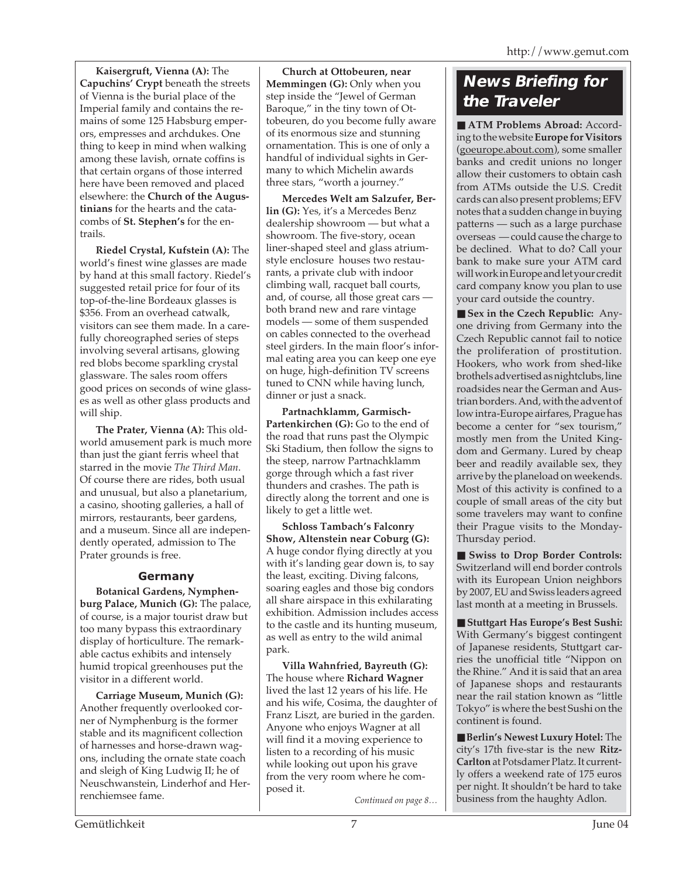**Kaisergruft, Vienna (A):** The **Capuchins' Crypt** beneath the streets of Vienna is the burial place of the Imperial family and contains the remains of some 125 Habsburg emperors, empresses and archdukes. One thing to keep in mind when walking among these lavish, ornate coffins is that certain organs of those interred here have been removed and placed elsewhere: the **Church of the Augustinians** for the hearts and the catacombs of **St. Stephen's** for the entrails.

**Riedel Crystal, Kufstein (A):** The world's finest wine glasses are made by hand at this small factory. Riedel's suggested retail price for four of its top-of-the-line Bordeaux glasses is $356. From an overhead catwalk, visitors can see them made. In a carefully choreographed series of steps involving several artisans, glowing red blobs become sparkling crystal glassware. The sales room offers good prices on seconds of wine glasses as well as other glass products and will ship.

**The Prater, Vienna (A):** This old-world amusement park is much more than just the giant ferris wheel that starred in the movie *The Third Man*. Of course there are rides, both usual and unusual, but also a planetarium, a casino, shooting galleries, a hall of mirrors, restaurants, beer gardens, and a museum. Since all are independently operated, admission to The Prater grounds is free.

### Germany

**Botanical Gardens, Nymphenburg Palace, Munich (G):** The palace, of course, is a major tourist draw but too many bypass this extraordinary display of horticulture. The remarkable cactus exhibits and intensely humid tropical greenhouses put the visitor in a different world.

**Carriage Museum, Munich (G):** Another frequently overlooked corner of Nymphenburg is the former stable and its magnificent collection of harnesses and horse-drawn wagons, including the ornate state coach and sleigh of King Ludwig II; he of Neuschwanstein, Linderhof and Herrenchiemsee fame.

**Church at Ottobeuren, near Memmingen (G):** Only when you step inside the "Jewel of German Baroque," in the tiny town of Ottobeuren, do you become fully aware of its enormous size and stunning ornamentation. This is one of only a handful of individual sights in Germany to which Michelin awards three stars, "worth a journey."

**Mercedes Welt am Salzufer, Berlin (G):** Yes, it's a Mercedes Benz dealership showroom — but what a showroom. The five-story, ocean liner-shaped steel and glass atrium-style enclosure houses two restaurants, a private club with indoor climbing wall, racquet ball courts, and, of course, all those great cars — both brand new and rare vintage models — some of them suspended on cables connected to the overhead steel girders. In the main floor's informal eating area you can keep one eye on huge, high-definition TV screens tuned to CNN while having lunch, dinner or just a snack.

**Partnachklamm, Garmisch-Partenkirchen (G):** Go to the end of the road that runs past the Olympic Ski Stadium, then follow the signs to the steep, narrow Partnachklamm gorge through which a fast river thunders and crashes. The path is directly along the torrent and one is likely to get a little wet.

**Schloss Tambach's Falconry Show, Altenstein near Coburg (G):** A huge condor flying directly at you with it's landing gear down is, to say the least, exciting. Diving falcons, soaring eagles and those big condors all share airspace in this exhilarating exhibition. Admission includes access to the castle and its hunting museum, as well as entry to the wild animal park.

**Villa Wahnfried, Bayreuth (G):** The house where **Richard Wagner** lived the last 12 years of his life. He and his wife, Cosima, the daughter of Franz Liszt, are buried in the garden. Anyone who enjoys Wagner at all will find it a moving experience to listen to a recording of his music while looking out upon his grave from the very room where he composed it.

*Continued on page 8…*

## News Briefing for the Traveler

■ **ATM Problems Abroad:** According to the website **Europe for Visitors** (goeurope.about.com), some smaller banks and credit unions no longer allow their customers to obtain cash from ATMs outside the U.S. Credit cards can also present problems; EFV notes that a sudden change in buying patterns — such as a large purchase overseas — could cause the charge to be declined. What to do? Call your bank to make sure your ATM card will work in Europe and let your credit card company know you plan to use your card outside the country.

■ **Sex in the Czech Republic:** Anyone driving from Germany into the Czech Republic cannot fail to notice the proliferation of prostitution. Hookers, who work from shed-like brothels advertised as nightclubs, line roadsides near the German and Austrian borders. And, with the advent of low intra-Europe airfares, Prague has become a center for "sex tourism," mostly men from the United Kingdom and Germany. Lured by cheap beer and readily available sex, they arrive by the planeload on weekends. Most of this activity is confined to a couple of small areas of the city but some travelers may want to confine their Prague visits to the Monday-Thursday period.

■ **Swiss to Drop Border Controls:** Switzerland will end border controls with its European Union neighbors by 2007, EU and Swiss leaders agreed last month at a meeting in Brussels.

■ **Stuttgart Has Europe's Best Sushi:** With Germany's biggest contingent of Japanese residents, Stuttgart carries the unofficial title "Nippon on the Rhine." And it is said that an area of Japanese shops and restaurants near the rail station known as "little Tokyo" is where the best Sushi on the continent is found.

■ **Berlin's Newest Luxury Hotel:** The city's 17th five-star is the new **Ritz-Carlton** at Potsdamer Platz. It currently offers a weekend rate of 175 euros per night. It shouldn't be hard to take business from the haughty Adlon.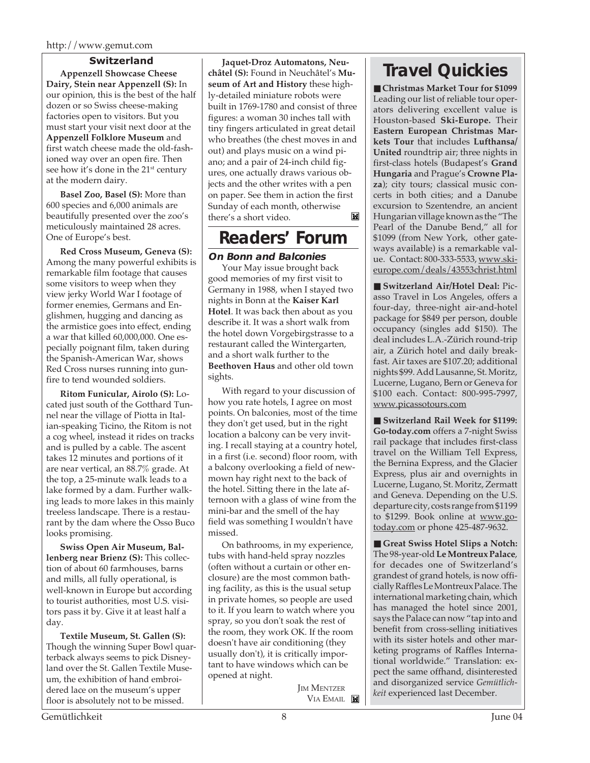## Switzerland

**Appenzell Showcase Cheese Dairy, Stein near Appenzell (S):** In our opinion, this is the best of the half dozen or so Swiss cheese-making factories open to visitors. But you must start your visit next door at the **Appenzell Folklore Museum** and first watch cheese made the old-fashioned way over an open fire. Then see how it's done in the 21st century at the modern dairy.

**Basel Zoo, Basel (S):** More than 600 species and 6,000 animals are beautifully presented over the zoo's meticulously maintained 28 acres. One of Europe's best.

**Red Cross Museum, Geneva (S):** Among the many powerful exhibits is remarkable film footage that causes some visitors to weep when they view jerky World War I footage of former enemies, Germans and Englishmen, hugging and dancing as the armistice goes into effect, ending a war that killed 60,000,000. One especially poignant film, taken during the Spanish-American War, shows Red Cross nurses running into gunfire to tend wounded soldiers.

**Ritom Funicular, Airolo (S):** Located just south of the Gotthard Tunnel near the village of Piotta in Italian-speaking Ticino, the Ritom is not a cog wheel, instead it rides on tracks and is pulled by a cable. The ascent takes 12 minutes and portions of it are near vertical, an 88.7% grade. At the top, a 25-minute walk leads to a lake formed by a dam. Further walking leads to more lakes in this mainly treeless landscape. There is a restaurant by the dam where the Osso Buco looks promising.

**Swiss Open Air Museum, Ballenberg near Brienz (S):** This collection of about 60 farmhouses, barns and mills, all fully operational, is well-known in Europe but according to tourist authorities, most U.S. visitors pass it by. Give it at least half a day.

**Textile Museum, St. Gallen (S):** Though the winning Super Bowl quarterback always seems to pick Disneyland over the St. Gallen Textile Museum, the exhibition of hand embroidered lace on the museum's upper floor is absolutely not to be missed.

**Jaquet-Droz Automatons, Neuchâtel (S):** Found in Neuchâtel's **Museum of Art and History** these highly-detailed miniature robots were built in 1769-1780 and consist of three figures: a woman 30 inches tall with tiny fingers articulated in great detail who breathes (the chest moves in and out) and plays music on a wind piano; and a pair of 24-inch child figures, one actually draws various objects and the other writes with a pen on paper. See them in action the first Sunday of each month, otherwise there's a short video.

# Readers' Forum

### On Bonn and Balconies

Your May issue brought back good memories of my first visit to Germany in 1988, when I stayed two nights in Bonn at the **Kaiser Karl Hotel**. It was back then about as you describe it. It was a short walk from the hotel down Vorgebirgstrasse to a restaurant called the Wintergarten, and a short walk further to the **Beethoven Haus** and other old town sights.

With regard to your discussion of how you rate hotels, I agree on most points. On balconies, most of the time they don't get used, but in the right location a balcony can be very inviting. I recall staying at a country hotel, in a first (i.e. second) floor room, with a balcony overlooking a field of new-mown hay right next to the back of the hotel. Sitting there in the late afternoon with a glass of wine from the mini-bar and the smell of the hay field was something I wouldn't have missed.

On bathrooms, in my experience, tubs with hand-held spray nozzles (often without a curtain or other enclosure) are the most common bathing facility, as this is the usual setup in private homes, so people are used to it. If you learn to watch where you spray, so you don't soak the rest of the room, they work OK. If the room doesn't have air conditioning (they usually don't), it is critically important to have windows which can be opened at night.

JIM MENTZER
VIA EMAIL

# Travel Quickies

■ **Christmas Market Tour for $1099** Leading our list of reliable tour operators delivering excellent value is Houston-based **Ski-Europe.** Their **Eastern European Christmas Markets Tour** that includes **Lufthansa/United** roundtrip air; three nights in first-class hotels (Budapest's **Grand Hungaria** and Prague's **Crowne Plaza**); city tours; classical music concerts in both cities; and a Danube excursion to Szentendre, an ancient Hungarian village known as the "The Pearl of the Danube Bend," all for $1099 (from New York, other gateways available) is a remarkable value. Contact: 800-333-5533, www.ski-europe.com/deals/43553christ.html

■ **Switzerland Air/Hotel Deal:** Picasso Travel in Los Angeles, offers a four-day, three-night air-and-hotel package for $849 per person, double occupancy (singles add $150). The deal includes L.A.-Zürich round-trip air, a Zürich hotel and daily breakfast. Air taxes are $107.20; additional nights $99. Add Lausanne, St. Moritz, Lucerne, Lugano, Bern or Geneva for $100 each. Contact: 800-995-7997, www.picassotours.com

■ **Switzerland Rail Week for $1199: Go-today.com** offers a 7-night Swiss rail package that includes first-class travel on the William Tell Express, the Bernina Express, and the Glacier Express, plus air and overnights in Lucerne, Lugano, St. Moritz, Zermatt and Geneva. Depending on the U.S. departure city, costs range from $1199 to $1299. Book online at www.go-today.com or phone 425-487-9632.

■ **Great Swiss Hotel Slips a Notch:** The 98-year-old **Le Montreux Palace**, for decades one of Switzerland's grandest of grand hotels, is now officially Raffles Le Montreux Palace. The international marketing chain, which has managed the hotel since 2001, says the Palace can now "tap into and benefit from cross-selling initiatives with its sister hotels and other marketing programs of Raffles International worldwide." Translation: expect the same offhand, disinterested and disorganized service *Gemütlichkeit* experienced last December.